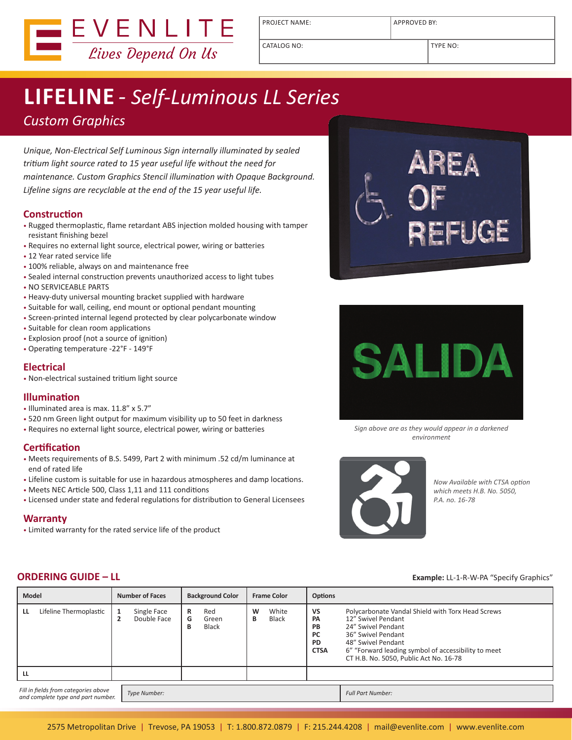EVENLITE
*Lives Depend On Us*

| PROJECT NAME: | APPROVED BY: |
|---|---|
| CATALOG NO: | TYPE NO: |

# LIFELINE - *Self-Luminous LL Series*

*Custom Graphics*

*Unique, Non-Electrical Self Luminous Sign internally illuminated by sealed tritium light source rated to 15 year useful life without the need for maintenance. Custom Graphics Stencil illumination with Opaque Background. Lifeline signs are recyclable at the end of the 15 year useful life.*

## Construction

- Rugged thermoplastic, flame retardant ABS injection molded housing with tamper resistant finishing bezel
- Requires no external light source, electrical power, wiring or batteries
- 12 Year rated service life
- 100% reliable, always on and maintenance free
- Sealed internal construction prevents unauthorized access to light tubes
- NO SERVICEABLE PARTS
- Heavy-duty universal mounting bracket supplied with hardware
- Suitable for wall, ceiling, end mount or optional pendant mounting
- Screen-printed internal legend protected by clear polycarbonate window
- Suitable for clean room applications
- Explosion proof (not a source of ignition)
- Operating temperature -22°F - 149°F

## Electrical

- Non-electrical sustained tritium light source

## Illumination

- Illuminated area is max. 11.8" x 5.7"
- 520 nm Green light output for maximum visibility up to 50 feet in darkness
- Requires no external light source, electrical power, wiring or batteries

## Certification

- Meets requirements of B.S. 5499, Part 2 with minimum .52 cd/m luminance at end of rated life
- Lifeline custom is suitable for use in hazardous atmospheres and damp locations.
- Meets NEC Article 500, Class 1,11 and 111 conditions
- Licensed under state and federal regulations for distribution to General Licensees

## Warranty

- Limited warranty for the rated service life of the product

*Sign above are as they would appear in a darkened environment*

*Now Available with CTSA option which meets H.B. No. 5050, P.A. no. 16-78*

## ORDERING GUIDE – LL

**Example:** LL-1-R-W-PA "Specify Graphics"

| Model | Number of Faces | Background Color | Frame Color | Options |
|---|---|---|---|---|
| **LL** Lifeline Thermoplastic | **1** Single Face<br>**2** Double Face | **R** Red<br>**G** Green<br>**B** Black | **W** White<br>**B** Black | **VS** Polycarbonate Vandal Shield with Torx Head Screws<br>**PA** 12" Swivel Pendant<br>**PB** 24" Swivel Pendant<br>**PC** 36" Swivel Pendant<br>**PD** 48" Swivel Pendant<br>**CTSA** 6" "Forward leading symbol of accessibility to meet CT H.B. No. 5050, Public Act No. 16-78 |
| **LL** | | | | |

| *Fill in fields from categories above and complete type and part number.* | *Type Number:* | *Full Part Number:* |
|---|---|---|

2575 Metropolitan Drive | Trevose, PA 19053 | T: 1.800.872.0879 | F: 215.244.4208 | mail@evenlite.com | www.evenlite.com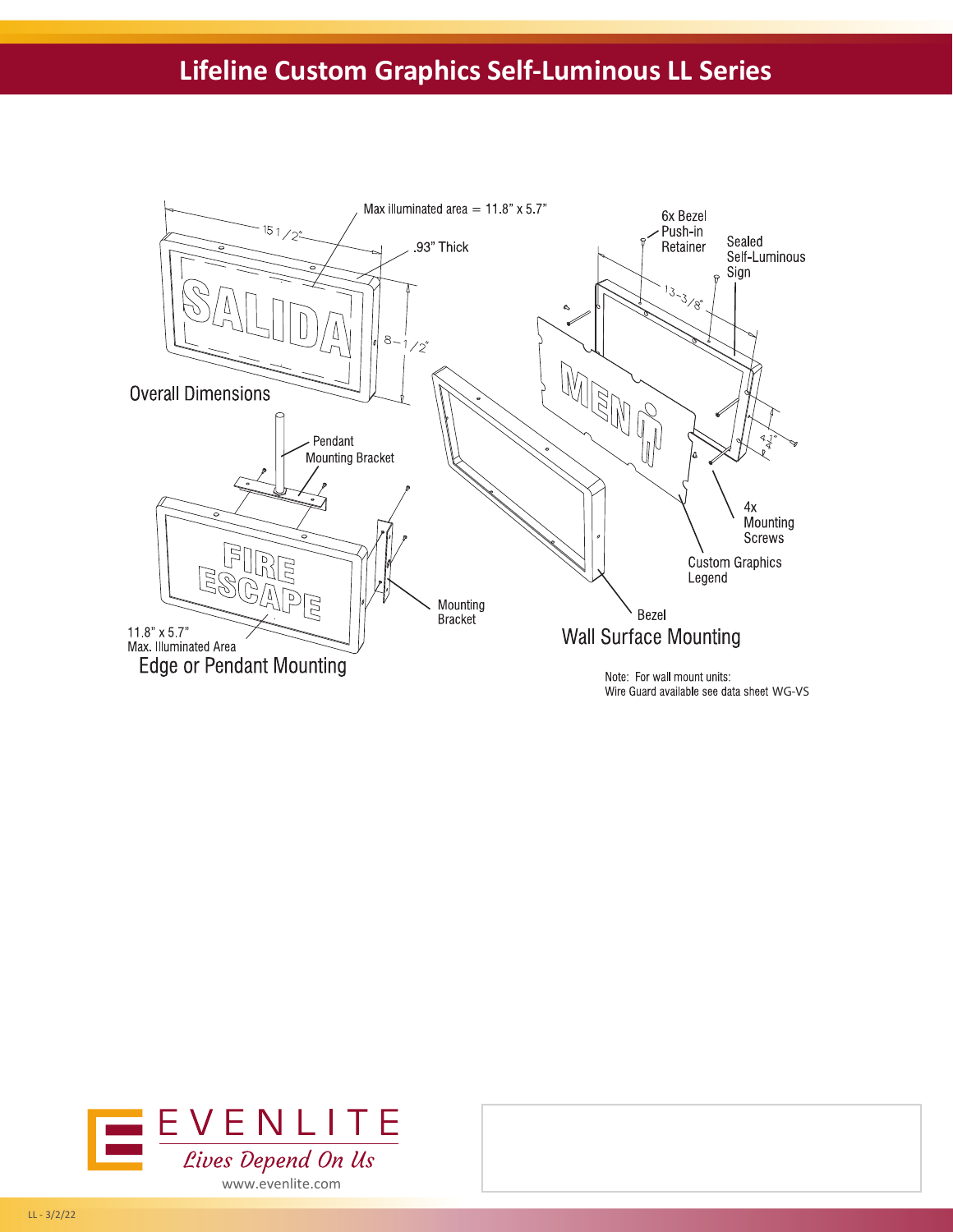# Lifeline Custom Graphics Self-Luminous LL Series

Max illuminated area = 11.8" x 5.7"

15 1/2"

.93" Thick

8-1/2"

SALIDA

Overall Dimensions

6x Bezel Push-in Retainer

Sealed Self-Luminous Sign

13-3/8"

MEN

4-1"

4x Mounting Screws

Custom Graphics Legend

Bezel

Wall Surface Mounting

Pendant Mounting Bracket

FIRE ESCAPE

Mounting Bracket

11.8" x 5.7"
Max. Illuminated Area

Edge or Pendant Mounting

Note: For wall mount units:
Wire Guard available see data sheet WG-VS

EVENLITE
*Lives Depend On Us*
www.evenlite.com

LL - 3/2/22